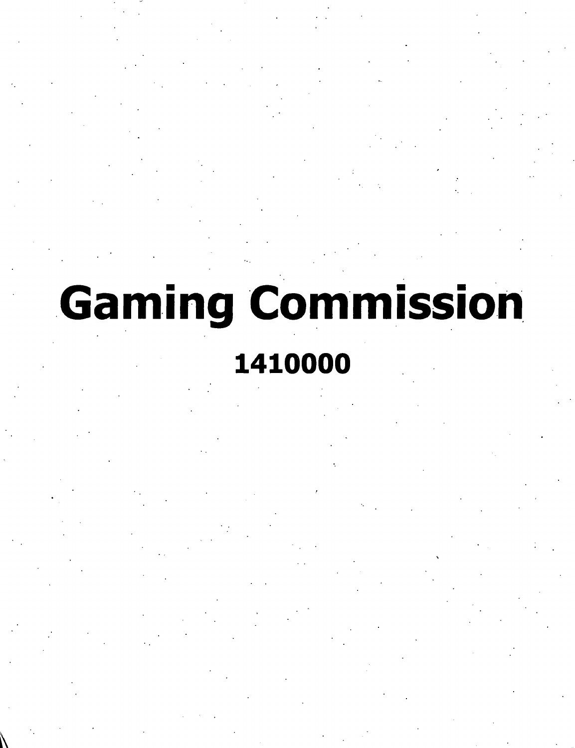# Gaming Commission

**1410000**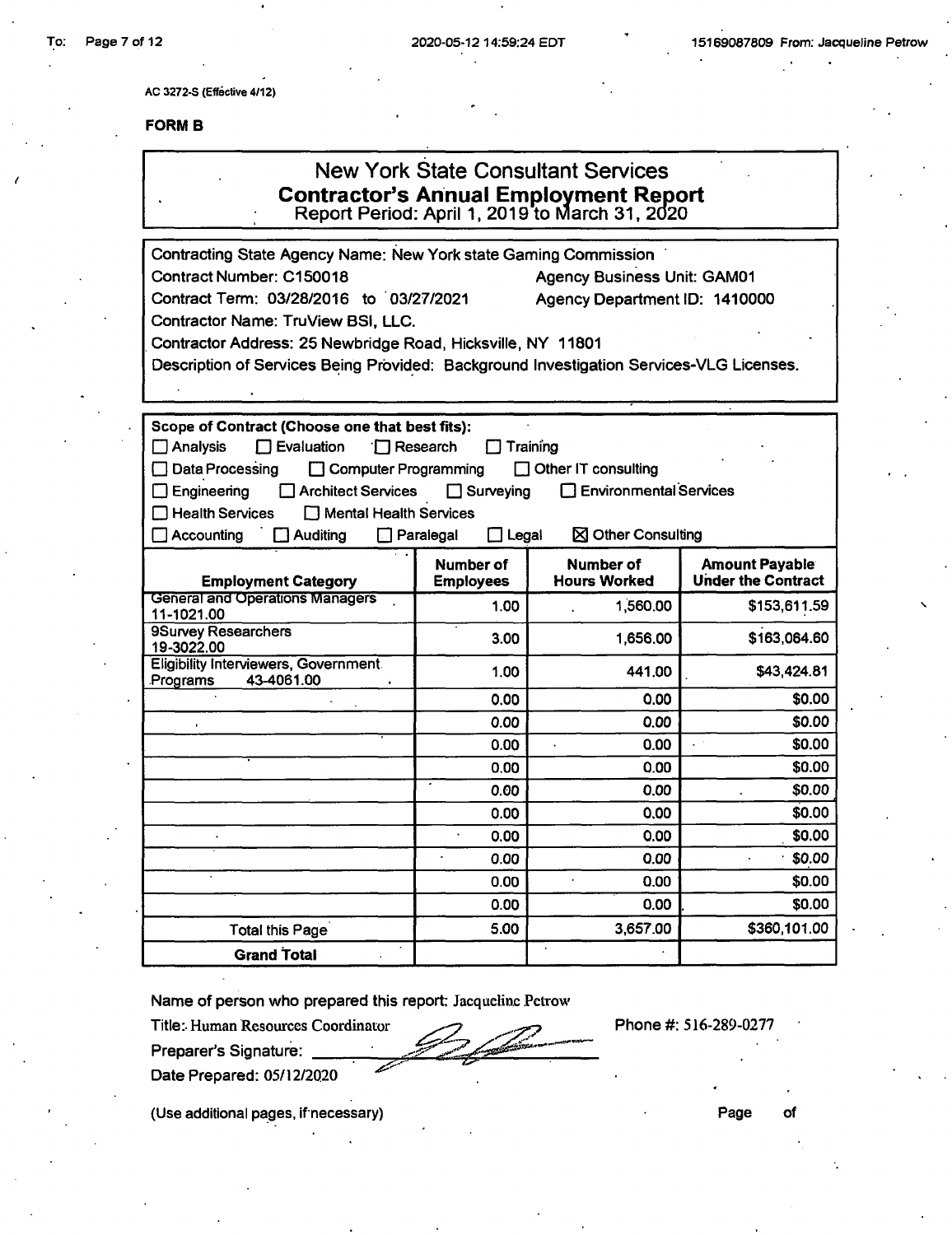AC 3272-S (Effective 4/12)

**FORM B**

# New York State Consultant Services
## Contractor's Annual Employment Report
Report Period: April 1, 2019 to March 31, 2020

Contracting State Agency Name: New York state Gaming Commission
Contract Number: C150018 Agency Business Unit: GAM01
Contract Term: 03/28/2016 to 03/27/2021 Agency Department ID: 1410000
Contractor Name: TruView BSI, LLC.
Contractor Address: 25 Newbridge Road, Hicksville, NY 11801
Description of Services Being Provided: Background Investigation Services-VLG Licenses.

**Scope of Contract (Choose one that best fits):**

☐ Analysis ☐ Evaluation ☐ Research ☐ Training
☐ Data Processing ☐ Computer Programming ☐ Other IT consulting
☐ Engineering ☐ Architect Services ☐ Surveying ☐ Environmental Services
☐ Health Services ☐ Mental Health Services
☐ Accounting ☐ Auditing ☐ Paralegal ☐ Legal ☒ Other Consulting

| Employment Category | Number of Employees | Number of Hours Worked | Amount Payable Under the Contract |
|---|---|---|---|
| General and Operations Managers 11-1021.00 | 1.00 | 1,560.00 | $153,611.59 |
| 9Survey Researchers 19-3022.00 | 3.00 | 1,656.00 | $163,064.60 |
| Eligibility Interviewers, Government Programs 43-4061.00 | 1.00 | 441.00 | $43,424.81 |
| | 0.00 | 0.00 | $0.00 |
| | 0.00 | 0.00 | $0.00 |
| | 0.00 | 0.00 | $0.00 |
| | 0.00 | 0.00 | $0.00 |
| | 0.00 | 0.00 | $0.00 |
| | 0.00 | 0.00 | $0.00 |
| | 0.00 | 0.00 | $0.00 |
| | 0.00 | 0.00 | $0.00 |
| | 0.00 | 0.00 | $0.00 |
| | 0.00 | 0.00 | $0.00 |
| Total this Page | 5.00 | 3,657.00 | $360,101.00 |
| **Grand Total** | | | |

Name of person who prepared this report: Jacqueline Petrow
Title: Human Resources Coordinator Phone #: 516-289-0277
Preparer's Signature: [signature]
Date Prepared: 05/12/2020

(Use additional pages, if necessary) Page of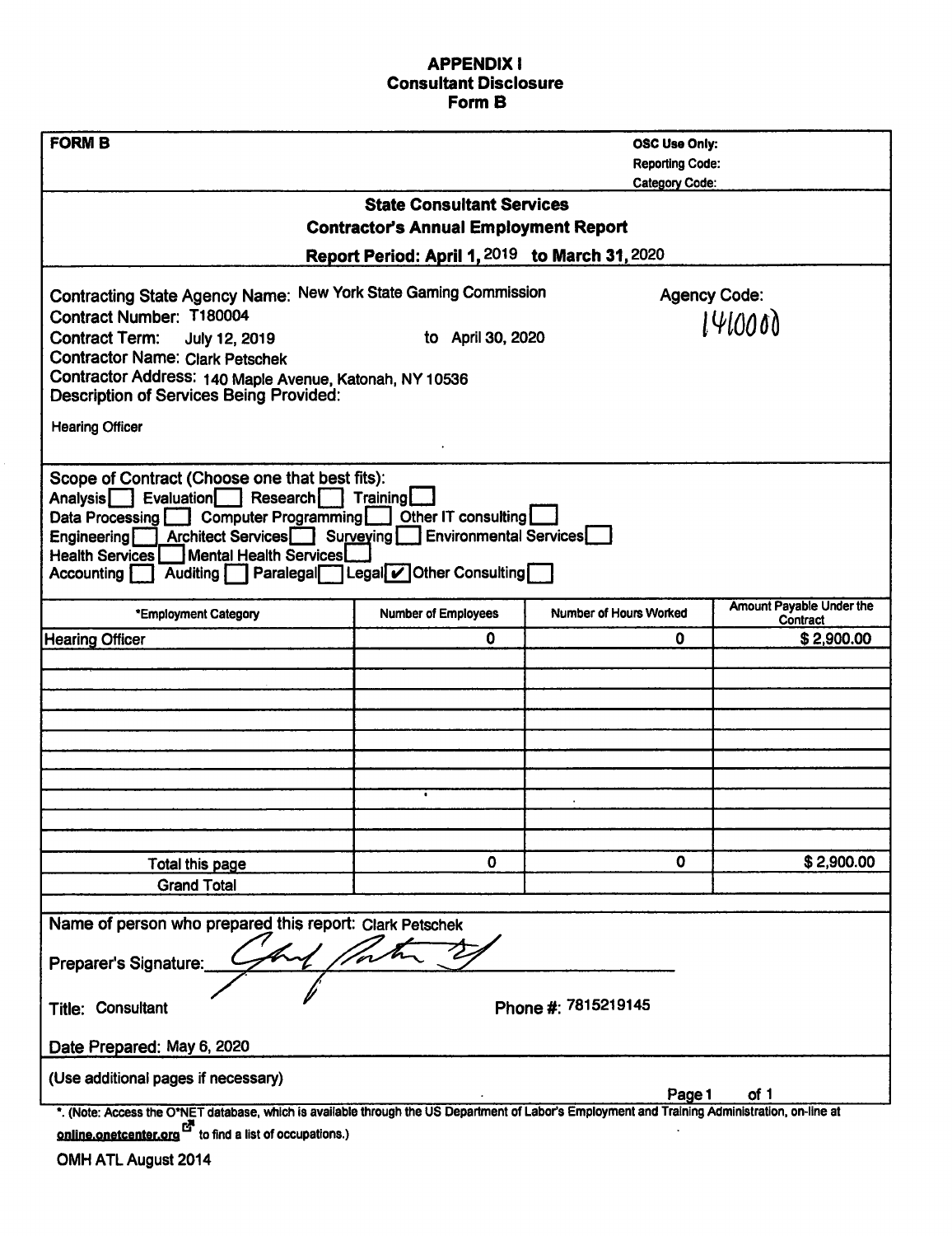**APPENDIX I**
**Consultant Disclosure**
**Form B**

**FORM B**

OSC Use Only:
Reporting Code:
Category Code:

## State Consultant Services
## Contractor's Annual Employment Report

**Report Period: April 1, 2019 to March 31, 2020**

Contracting State Agency Name: New York State Gaming Commission

Agency Code: 1410000

Contract Number: T180004

Contract Term: July 12, 2019 to April 30, 2020

Contractor Name: Clark Petschek

Contractor Address: 140 Maple Avenue, Katonah, NY 10536

Description of Services Being Provided:

Hearing Officer

Scope of Contract (Choose one that best fits):

Analysis [ ] Evaluation [ ] Research [ ] Training [ ]
Data Processing [ ] Computer Programming [ ] Other IT consulting [ ]
Engineering [ ] Architect Services [ ] Surveying [ ] Environmental Services [ ]
Health Services [ ] Mental Health Services [ ]
Accounting [ ] Auditing [ ] Paralegal [ ] Legal [✓] Other Consulting [ ]

| *Employment Category | Number of Employees | Number of Hours Worked | Amount Payable Under the Contract |
|---|---|---|---|
| Hearing Officer | 0 | 0 | $ 2,900.00 |
| | | | |
| | | | |
| | | | |
| | | | |
| | | | |
| | | | |
| | | | |
| | | | |
| | | | |
| | | | |
| Total this page | 0 | 0 | $ 2,900.00 |
| Grand Total | | | |

Name of person who prepared this report: Clark Petschek

Preparer's Signature: [signature]

Title: Consultant

Phone #: 7815219145

Date Prepared: May 6, 2020

(Use additional pages if necessary)

Page 1 of 1

*. (Note: Access the O*NET database, which is available through the US Department of Labor's Employment and Training Administration, on-line at online.onetcenter.org to find a list of occupations.)

OMH ATL August 2014